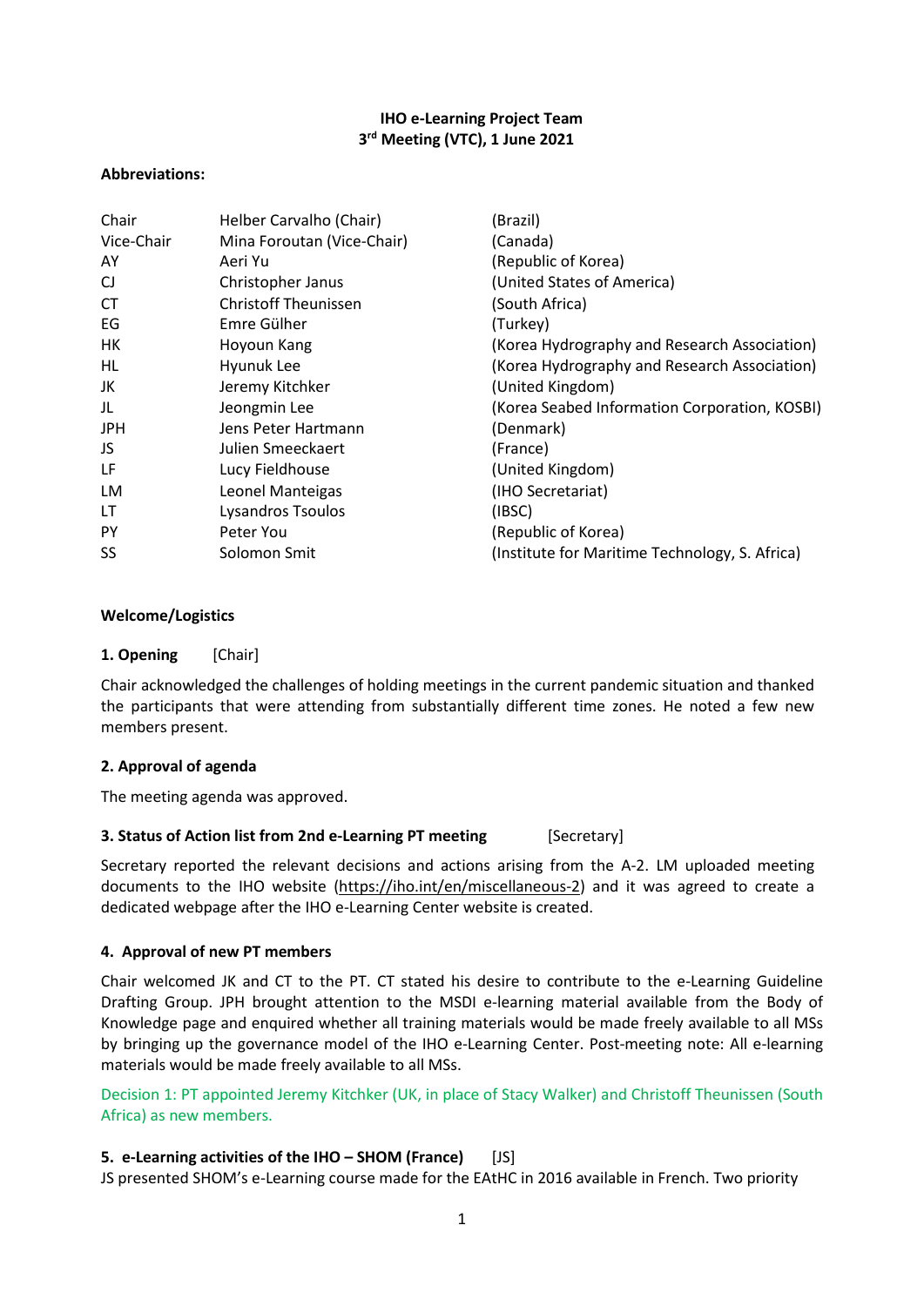**IHO e-Learning Project Team**
**3rd Meeting (VTC), 1 June 2021**

**Abbreviations:**

| | | |
|---|---|---|
| Chair | Helber Carvalho (Chair) | (Brazil) |
| Vice-Chair | Mina Foroutan (Vice-Chair) | (Canada) |
| AY | Aeri Yu | (Republic of Korea) |
| CJ | Christopher Janus | (United States of America) |
| CT | Christoff Theunissen | (South Africa) |
| EG | Emre Gülher | (Turkey) |
| HK | Hoyoun Kang | (Korea Hydrography and Research Association) |
| HL | Hyunuk Lee | (Korea Hydrography and Research Association) |
| JK | Jeremy Kitchker | (United Kingdom) |
| JL | Jeongmin Lee | (Korea Seabed Information Corporation, KOSBI) |
| JPH | Jens Peter Hartmann | (Denmark) |
| JS | Julien Smeeckaert | (France) |
| LF | Lucy Fieldhouse | (United Kingdom) |
| LM | Leonel Manteigas | (IHO Secretariat) |
| LT | Lysandros Tsoulos | (IBSC) |
| PY | Peter You | (Republic of Korea) |
| SS | Solomon Smit | (Institute for Maritime Technology, S. Africa) |

**Welcome/Logistics**

**1. Opening** [Chair]

Chair acknowledged the challenges of holding meetings in the current pandemic situation and thanked the participants that were attending from substantially different time zones. He noted a few new members present.

**2. Approval of agenda**

The meeting agenda was approved.

**3. Status of Action list from 2nd e-Learning PT meeting** [Secretary]

Secretary reported the relevant decisions and actions arising from the A-2. LM uploaded meeting documents to the IHO website (https://iho.int/en/miscellaneous-2) and it was agreed to create a dedicated webpage after the IHO e-Learning Center website is created.

**4. Approval of new PT members**

Chair welcomed JK and CT to the PT. CT stated his desire to contribute to the e-Learning Guideline Drafting Group. JPH brought attention to the MSDI e-learning material available from the Body of Knowledge page and enquired whether all training materials would be made freely available to all MSs by bringing up the governance model of the IHO e-Learning Center. Post-meeting note: All e-learning materials would be made freely available to all MSs.

Decision 1: PT appointed Jeremy Kitchker (UK, in place of Stacy Walker) and Christoff Theunissen (South Africa) as new members.

**5. e-Learning activities of the IHO – SHOM (France)** [JS]

JS presented SHOM's e-Learning course made for the EAtHC in 2016 available in French. Two priority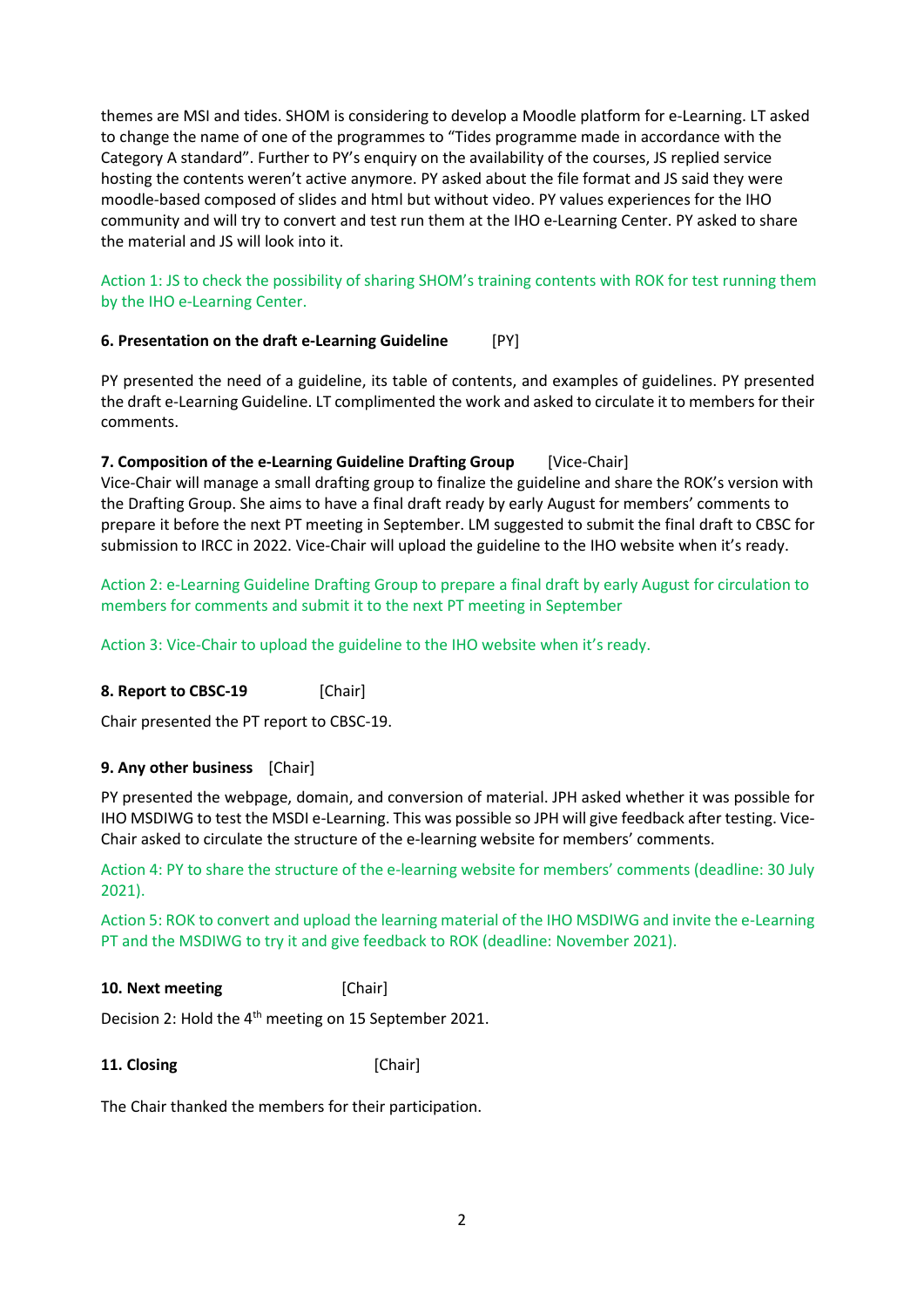themes are MSI and tides. SHOM is considering to develop a Moodle platform for e-Learning. LT asked to change the name of one of the programmes to "Tides programme made in accordance with the Category A standard". Further to PY's enquiry on the availability of the courses, JS replied service hosting the contents weren't active anymore. PY asked about the file format and JS said they were moodle-based composed of slides and html but without video. PY values experiences for the IHO community and will try to convert and test run them at the IHO e-Learning Center. PY asked to share the material and JS will look into it.

Action 1: JS to check the possibility of sharing SHOM's training contents with ROK for test running them by the IHO e-Learning Center.

**6. Presentation on the draft e-Learning Guideline** [PY]

PY presented the need of a guideline, its table of contents, and examples of guidelines. PY presented the draft e-Learning Guideline. LT complimented the work and asked to circulate it to members for their comments.

**7. Composition of the e-Learning Guideline Drafting Group** [Vice-Chair]

Vice-Chair will manage a small drafting group to finalize the guideline and share the ROK's version with the Drafting Group. She aims to have a final draft ready by early August for members' comments to prepare it before the next PT meeting in September. LM suggested to submit the final draft to CBSC for submission to IRCC in 2022. Vice-Chair will upload the guideline to the IHO website when it's ready.

Action 2: e-Learning Guideline Drafting Group to prepare a final draft by early August for circulation to members for comments and submit it to the next PT meeting in September

Action 3: Vice-Chair to upload the guideline to the IHO website when it's ready.

**8. Report to CBSC-19** [Chair]

Chair presented the PT report to CBSC-19.

**9. Any other business** [Chair]

PY presented the webpage, domain, and conversion of material. JPH asked whether it was possible for IHO MSDIWG to test the MSDI e-Learning. This was possible so JPH will give feedback after testing. Vice-Chair asked to circulate the structure of the e-learning website for members' comments.

Action 4: PY to share the structure of the e-learning website for members' comments (deadline: 30 July 2021).

Action 5: ROK to convert and upload the learning material of the IHO MSDIWG and invite the e-Learning PT and the MSDIWG to try it and give feedback to ROK (deadline: November 2021).

**10. Next meeting** [Chair]

Decision 2: Hold the 4th meeting on 15 September 2021.

**11. Closing** [Chair]

The Chair thanked the members for their participation.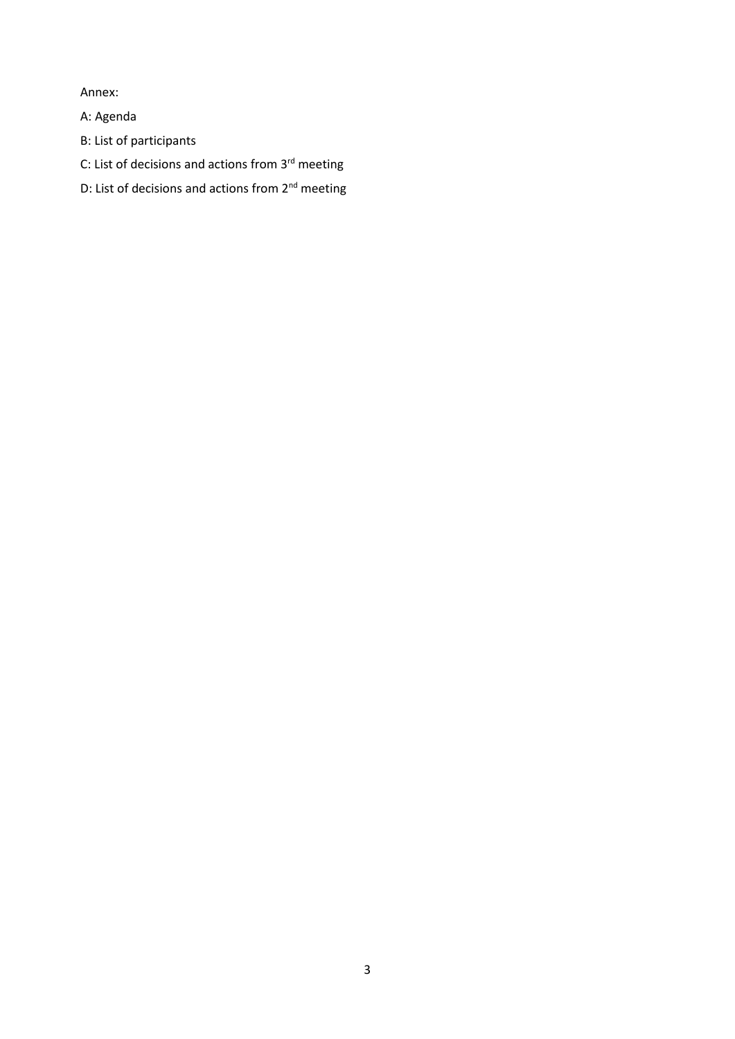Annex:

A: Agenda

B: List of participants

C: List of decisions and actions from 3rd meeting

D: List of decisions and actions from 2nd meeting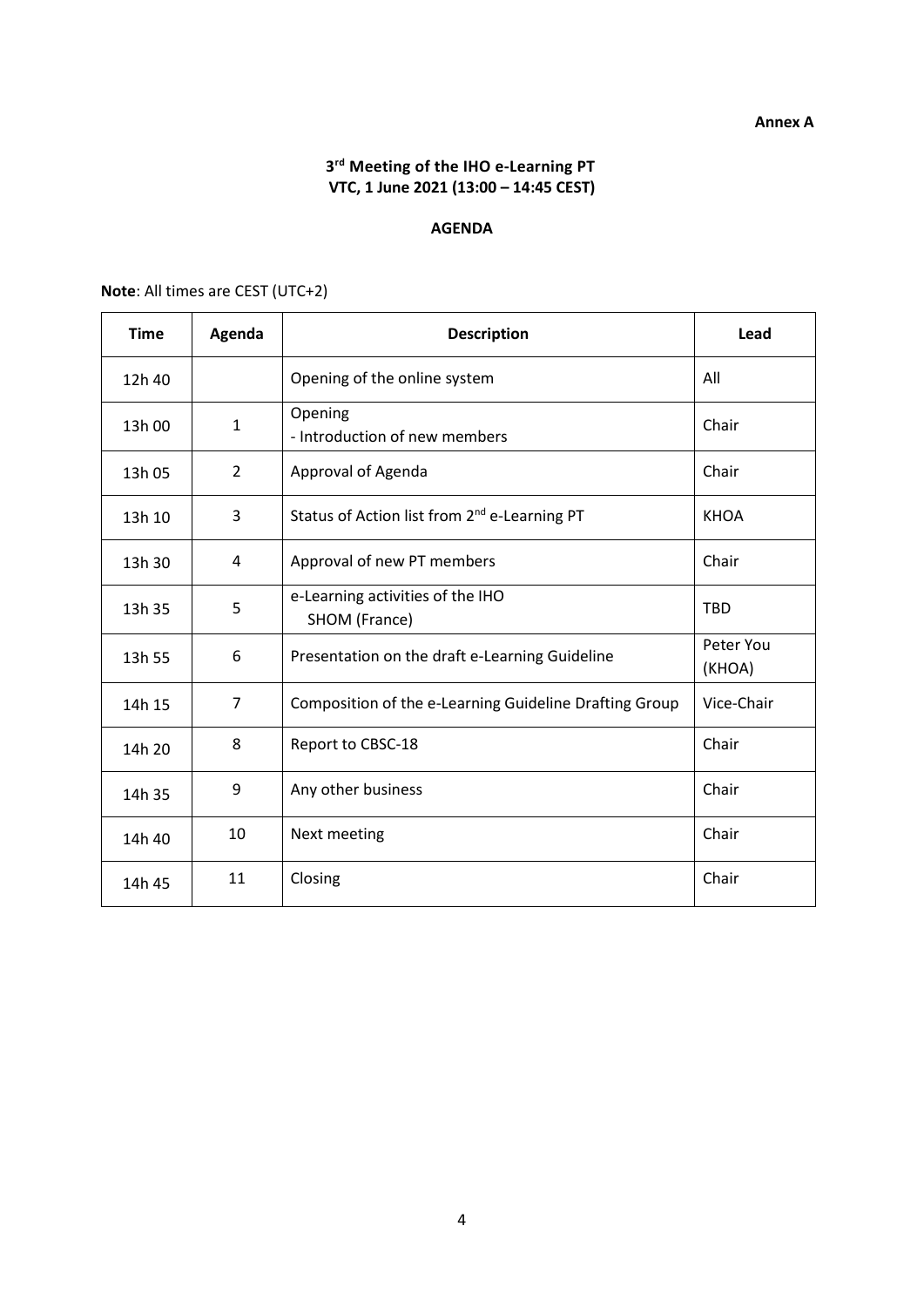**Annex A**

## 3rd Meeting of the IHO e-Learning PT
## VTC, 1 June 2021 (13:00 – 14:45 CEST)

### AGENDA

**Note**: All times are CEST (UTC+2)

| Time | Agenda | Description | Lead |
|---|---|---|---|
| 12h 40 | | Opening of the online system | All |
| 13h 00 | 1 | Opening<br>- Introduction of new members | Chair |
| 13h 05 | 2 | Approval of Agenda | Chair |
| 13h 10 | 3 | Status of Action list from 2nd e-Learning PT | KHOA |
| 13h 30 | 4 | Approval of new PT members | Chair |
| 13h 35 | 5 | e-Learning activities of the IHO<br>SHOM (France) | TBD |
| 13h 55 | 6 | Presentation on the draft e-Learning Guideline | Peter You (KHOA) |
| 14h 15 | 7 | Composition of the e-Learning Guideline Drafting Group | Vice-Chair |
| 14h 20 | 8 | Report to CBSC-18 | Chair |
| 14h 35 | 9 | Any other business | Chair |
| 14h 40 | 10 | Next meeting | Chair |
| 14h 45 | 11 | Closing | Chair |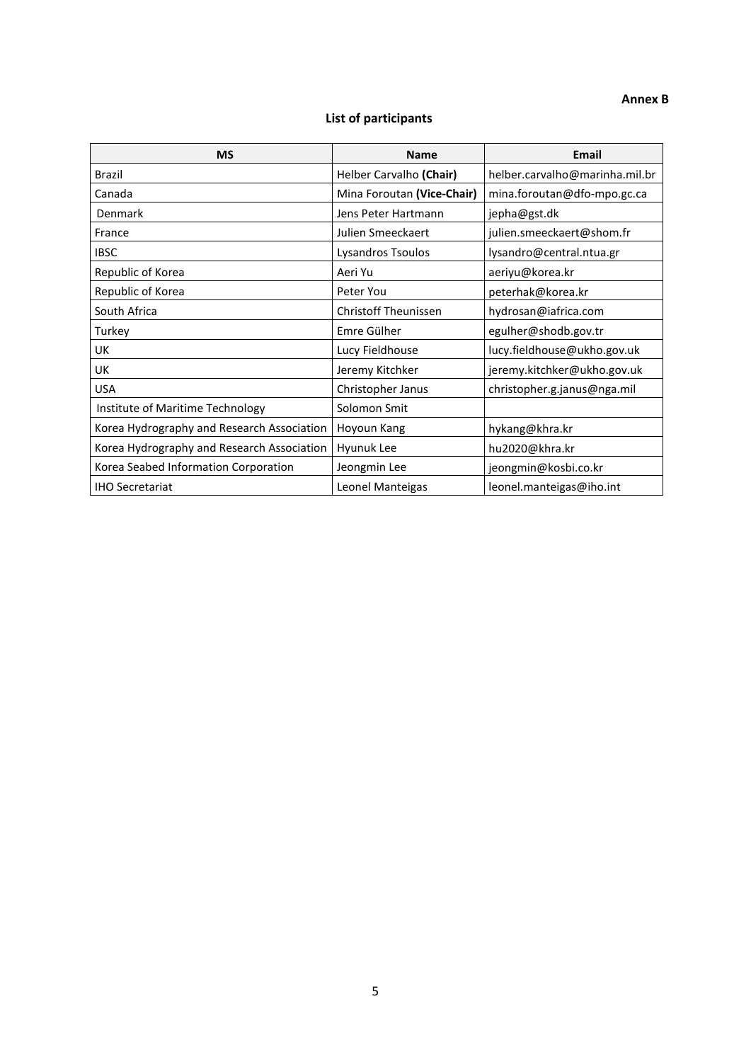**Annex B**

## List of participants

| MS | Name | Email |
|---|---|---|
| Brazil | Helber Carvalho **(Chair)** | helber.carvalho@marinha.mil.br |
| Canada | Mina Foroutan **(Vice-Chair)** | mina.foroutan@dfo-mpo.gc.ca |
| Denmark | Jens Peter Hartmann | jepha@gst.dk |
| France | Julien Smeeckaert | julien.smeeckaert@shom.fr |
| IBSC | Lysandros Tsoulos | lysandro@central.ntua.gr |
| Republic of Korea | Aeri Yu | aeriyu@korea.kr |
| Republic of Korea | Peter You | peterhak@korea.kr |
| South Africa | Christoff Theunissen | hydrosan@iafrica.com |
| Turkey | Emre Gülher | egulher@shodb.gov.tr |
| UK | Lucy Fieldhouse | lucy.fieldhouse@ukho.gov.uk |
| UK | Jeremy Kitchker | jeremy.kitchker@ukho.gov.uk |
| USA | Christopher Janus | christopher.g.janus@nga.mil |
| Institute of Maritime Technology | Solomon Smit | |
| Korea Hydrography and Research Association | Hoyoun Kang | hykang@khra.kr |
| Korea Hydrography and Research Association | Hyunuk Lee | hu2020@khra.kr |
| Korea Seabed Information Corporation | Jeongmin Lee | jeongmin@kosbi.co.kr |
| IHO Secretariat | Leonel Manteigas | leonel.manteigas@iho.int |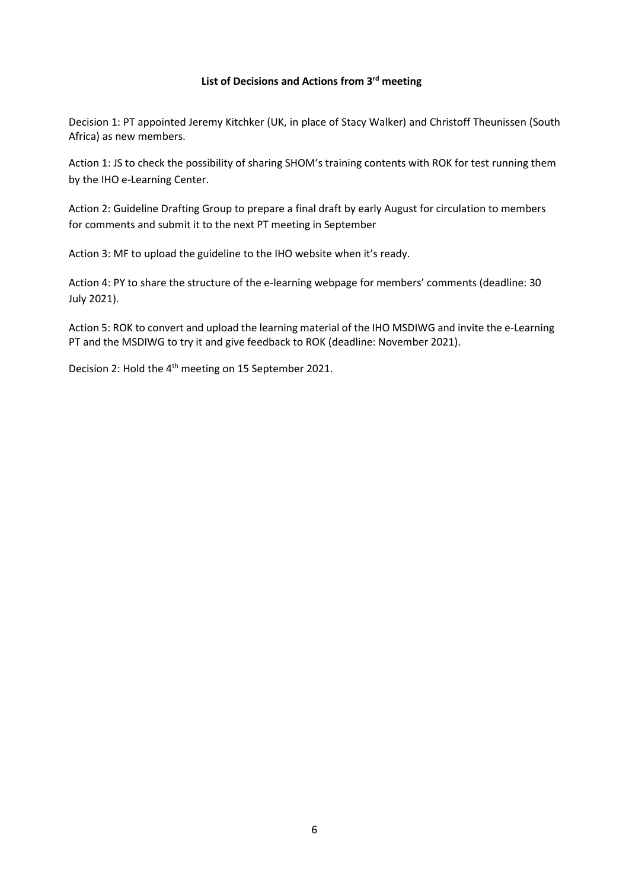**List of Decisions and Actions from 3rd meeting**

Decision 1: PT appointed Jeremy Kitchker (UK, in place of Stacy Walker) and Christoff Theunissen (South Africa) as new members.

Action 1: JS to check the possibility of sharing SHOM's training contents with ROK for test running them by the IHO e-Learning Center.

Action 2: Guideline Drafting Group to prepare a final draft by early August for circulation to members for comments and submit it to the next PT meeting in September

Action 3: MF to upload the guideline to the IHO website when it's ready.

Action 4: PY to share the structure of the e-learning webpage for members' comments (deadline: 30 July 2021).

Action 5: ROK to convert and upload the learning material of the IHO MSDIWG and invite the e-Learning PT and the MSDIWG to try it and give feedback to ROK (deadline: November 2021).

Decision 2: Hold the 4th meeting on 15 September 2021.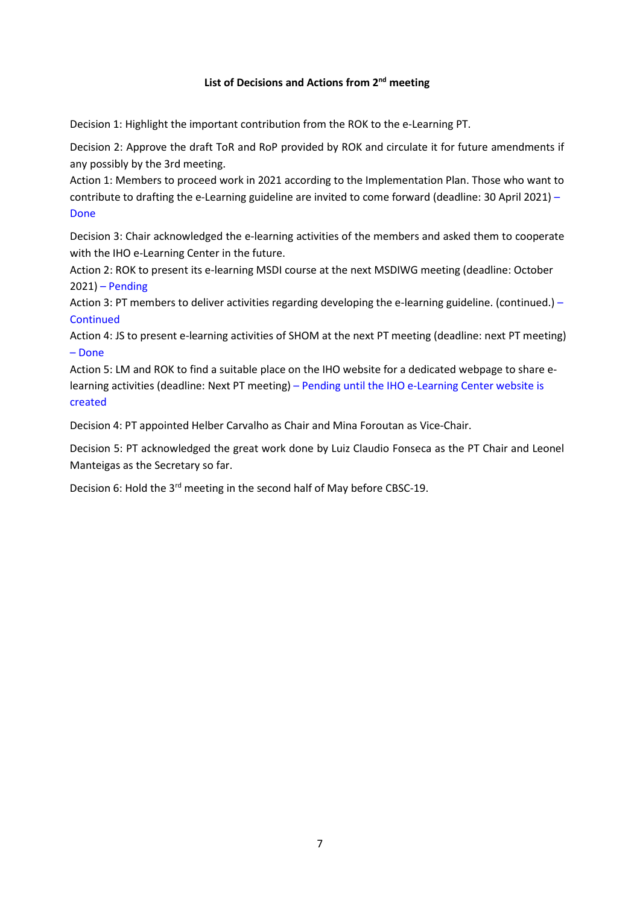**List of Decisions and Actions from 2nd meeting**

Decision 1: Highlight the important contribution from the ROK to the e-Learning PT.

Decision 2: Approve the draft ToR and RoP provided by ROK and circulate it for future amendments if any possibly by the 3rd meeting.

Action 1: Members to proceed work in 2021 according to the Implementation Plan. Those who want to contribute to drafting the e-Learning guideline are invited to come forward (deadline: 30 April 2021) – Done

Decision 3: Chair acknowledged the e-learning activities of the members and asked them to cooperate with the IHO e-Learning Center in the future.

Action 2: ROK to present its e-learning MSDI course at the next MSDIWG meeting (deadline: October 2021) – Pending

Action 3: PT members to deliver activities regarding developing the e-learning guideline. (continued.) – Continued

Action 4: JS to present e-learning activities of SHOM at the next PT meeting (deadline: next PT meeting) – Done

Action 5: LM and ROK to find a suitable place on the IHO website for a dedicated webpage to share e-learning activities (deadline: Next PT meeting) – Pending until the IHO e-Learning Center website is created

Decision 4: PT appointed Helber Carvalho as Chair and Mina Foroutan as Vice-Chair.

Decision 5: PT acknowledged the great work done by Luiz Claudio Fonseca as the PT Chair and Leonel Manteigas as the Secretary so far.

Decision 6: Hold the 3rd meeting in the second half of May before CBSC-19.